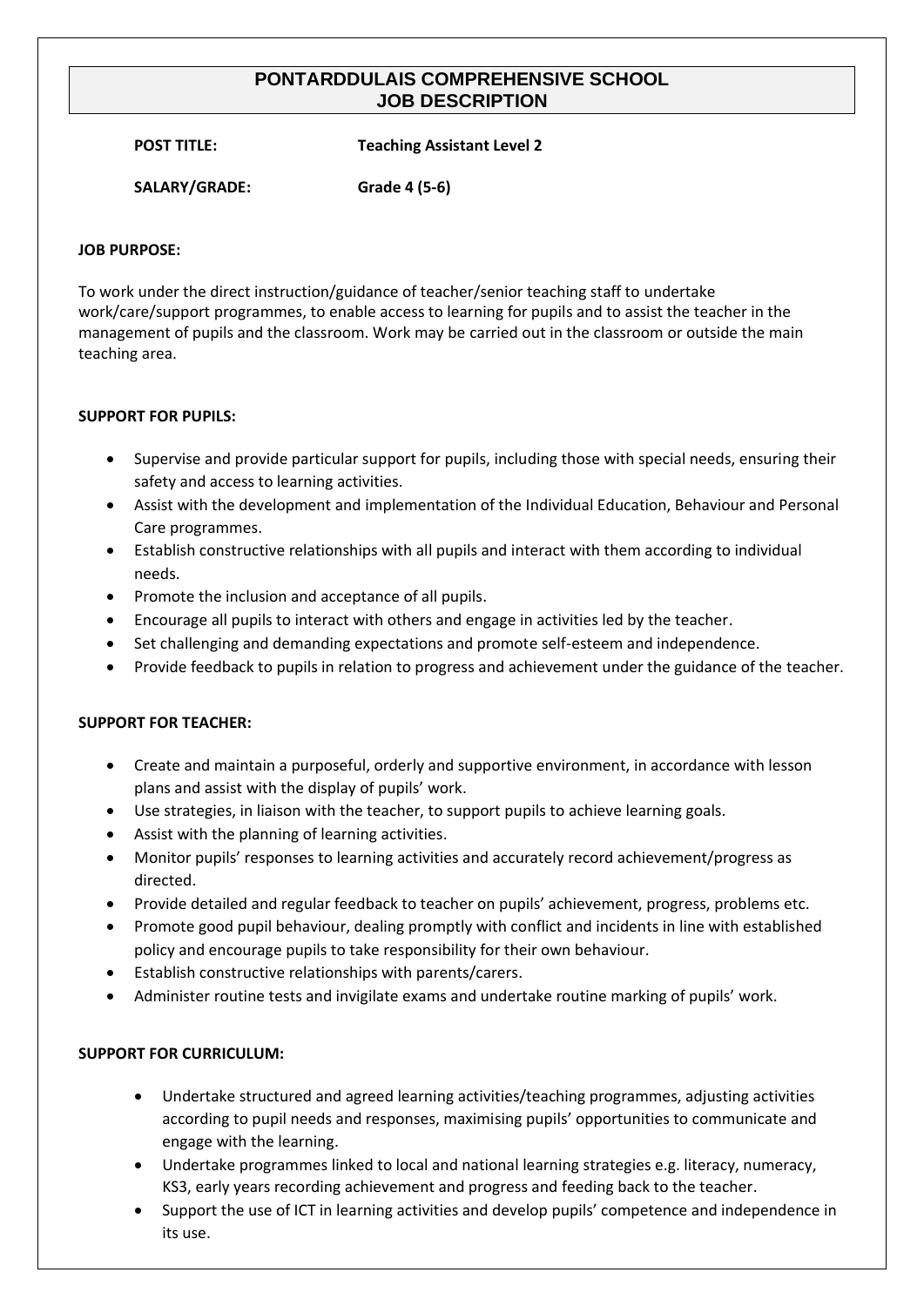# PONTARDDULAIS COMPREHENSIVE SCHOOL
# JOB DESCRIPTION

**POST TITLE:** **Teaching Assistant Level 2**

**SALARY/GRADE:** **Grade 4 (5-6)**

**JOB PURPOSE:**

To work under the direct instruction/guidance of teacher/senior teaching staff to undertake work/care/support programmes, to enable access to learning for pupils and to assist the teacher in the management of pupils and the classroom. Work may be carried out in the classroom or outside the main teaching area.

**SUPPORT FOR PUPILS:**

- Supervise and provide particular support for pupils, including those with special needs, ensuring their safety and access to learning activities.
- Assist with the development and implementation of the Individual Education, Behaviour and Personal Care programmes.
- Establish constructive relationships with all pupils and interact with them according to individual needs.
- Promote the inclusion and acceptance of all pupils.
- Encourage all pupils to interact with others and engage in activities led by the teacher.
- Set challenging and demanding expectations and promote self-esteem and independence.
- Provide feedback to pupils in relation to progress and achievement under the guidance of the teacher.

**SUPPORT FOR TEACHER:**

- Create and maintain a purposeful, orderly and supportive environment, in accordance with lesson plans and assist with the display of pupils' work.
- Use strategies, in liaison with the teacher, to support pupils to achieve learning goals.
- Assist with the planning of learning activities.
- Monitor pupils' responses to learning activities and accurately record achievement/progress as directed.
- Provide detailed and regular feedback to teacher on pupils' achievement, progress, problems etc.
- Promote good pupil behaviour, dealing promptly with conflict and incidents in line with established policy and encourage pupils to take responsibility for their own behaviour.
- Establish constructive relationships with parents/carers.
- Administer routine tests and invigilate exams and undertake routine marking of pupils' work.

**SUPPORT FOR CURRICULUM:**

- Undertake structured and agreed learning activities/teaching programmes, adjusting activities according to pupil needs and responses, maximising pupils' opportunities to communicate and engage with the learning.
- Undertake programmes linked to local and national learning strategies e.g. literacy, numeracy, KS3, early years recording achievement and progress and feeding back to the teacher.
- Support the use of ICT in learning activities and develop pupils' competence and independence in its use.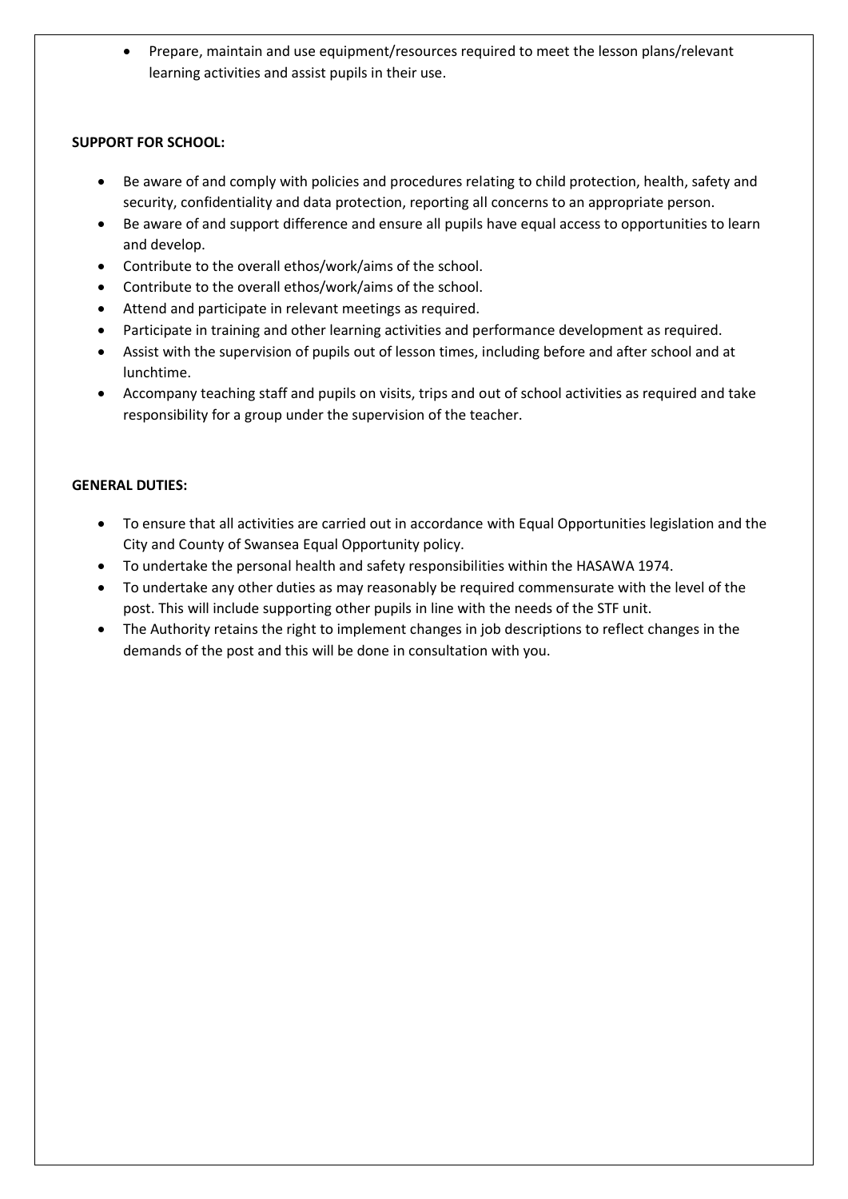- Prepare, maintain and use equipment/resources required to meet the lesson plans/relevant learning activities and assist pupils in their use.

**SUPPORT FOR SCHOOL:**

- Be aware of and comply with policies and procedures relating to child protection, health, safety and security, confidentiality and data protection, reporting all concerns to an appropriate person.
- Be aware of and support difference and ensure all pupils have equal access to opportunities to learn and develop.
- Contribute to the overall ethos/work/aims of the school.
- Contribute to the overall ethos/work/aims of the school.
- Attend and participate in relevant meetings as required.
- Participate in training and other learning activities and performance development as required.
- Assist with the supervision of pupils out of lesson times, including before and after school and at lunchtime.
- Accompany teaching staff and pupils on visits, trips and out of school activities as required and take responsibility for a group under the supervision of the teacher.

**GENERAL DUTIES:**

- To ensure that all activities are carried out in accordance with Equal Opportunities legislation and the City and County of Swansea Equal Opportunity policy.
- To undertake the personal health and safety responsibilities within the HASAWA 1974.
- To undertake any other duties as may reasonably be required commensurate with the level of the post. This will include supporting other pupils in line with the needs of the STF unit.
- The Authority retains the right to implement changes in job descriptions to reflect changes in the demands of the post and this will be done in consultation with you.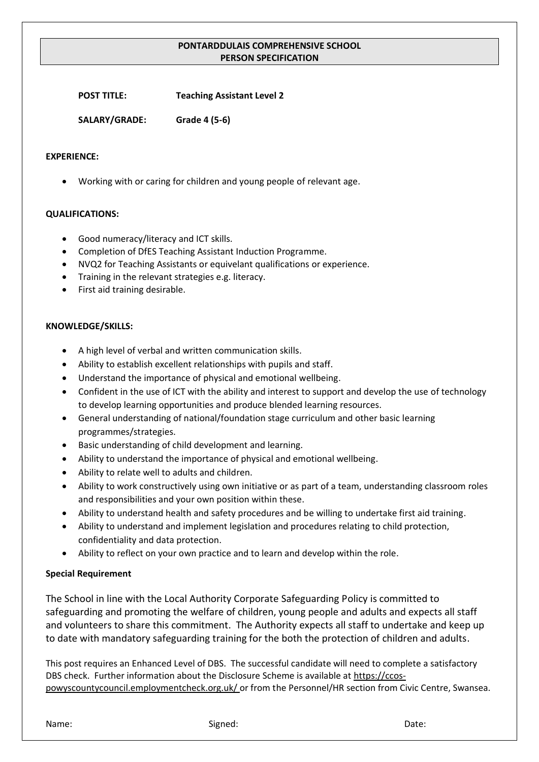# PONTARDDULAIS COMPREHENSIVE SCHOOL
## PERSON SPECIFICATION

**POST TITLE:** **Teaching Assistant Level 2**

**SALARY/GRADE:** **Grade 4 (5-6)**

**EXPERIENCE:**

- Working with or caring for children and young people of relevant age.

**QUALIFICATIONS:**

- Good numeracy/literacy and ICT skills.
- Completion of DfES Teaching Assistant Induction Programme.
- NVQ2 for Teaching Assistants or equivelant qualifications or experience.
- Training in the relevant strategies e.g. literacy.
- First aid training desirable.

**KNOWLEDGE/SKILLS:**

- A high level of verbal and written communication skills.
- Ability to establish excellent relationships with pupils and staff.
- Understand the importance of physical and emotional wellbeing.
- Confident in the use of ICT with the ability and interest to support and develop the use of technology to develop learning opportunities and produce blended learning resources.
- General understanding of national/foundation stage curriculum and other basic learning programmes/strategies.
- Basic understanding of child development and learning.
- Ability to understand the importance of physical and emotional wellbeing.
- Ability to relate well to adults and children.
- Ability to work constructively using own initiative or as part of a team, understanding classroom roles and responsibilities and your own position within these.
- Ability to understand health and safety procedures and be willing to undertake first aid training.
- Ability to understand and implement legislation and procedures relating to child protection, confidentiality and data protection.
- Ability to reflect on your own practice and to learn and develop within the role.

**Special Requirement**

The School in line with the Local Authority Corporate Safeguarding Policy is committed to safeguarding and promoting the welfare of children, young people and adults and expects all staff and volunteers to share this commitment. The Authority expects all staff to undertake and keep up to date with mandatory safeguarding training for the both the protection of children and adults.

This post requires an Enhanced Level of DBS. The successful candidate will need to complete a satisfactory DBS check. Further information about the Disclosure Scheme is available at https://ccos-powyscountycouncil.employmentcheck.org.uk/ or from the Personnel/HR section from Civic Centre, Swansea.

Name: Signed: Date: